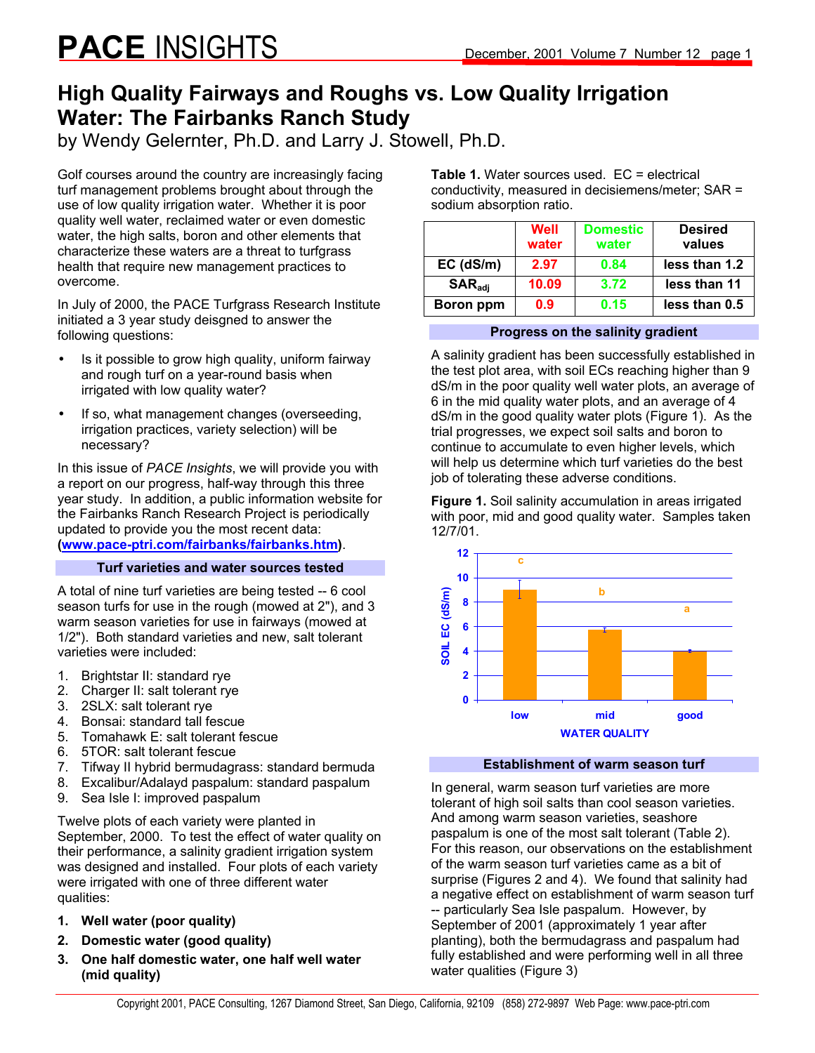# High Quality Fairways and Roughs vs. Low Quality Irrigation Water: The Fairbanks Ranch Study

by Wendy Gelernter, Ph.D. and Larry J. Stowell, Ph.D.

Golf courses around the country are increasingly facing turf management problems brought about through the use of low quality irrigation water. Whether it is poor quality well water, reclaimed water or even domestic water, the high salts, boron and other elements that characterize these waters are a threat to turfgrass health that require new management practices to overcome.

In July of 2000, the PACE Turfgrass Research Institute initiated a 3 year study deisgned to answer the following questions:

- Is it possible to grow high quality, uniform fairway and rough turf on a year-round basis when irrigated with low quality water?
- If so, what management changes (overseeding, irrigation practices, variety selection) will be necessary?

In this issue of *PACE Insights*, we will provide you with a report on our progress, half-way through this three year study. In addition, a public information website for the Fairbanks Ranch Research Project is periodically updated to provide you the most recent data: (**www.pace-ptri.com/fairbanks/fairbanks.htm**).

## Turf varieties and water sources tested

A total of nine turf varieties are being tested -- 6 cool season turfs for use in the rough (mowed at 2"), and 3 warm season varieties for use in fairways (mowed at 1/2"). Both standard varieties and new, salt tolerant varieties were included:

1. Brightstar II: standard rye
2. Charger II: salt tolerant rye
3. 2SLX: salt tolerant rye
4. Bonsai: standard tall fescue
5. Tomahawk E: salt tolerant fescue
6. 5TOR: salt tolerant fescue
7. Tifway II hybrid bermudagrass: standard bermuda
8. Excalibur/Adalayd paspalum: standard paspalum
9. Sea Isle I: improved paspalum

Twelve plots of each variety were planted in September, 2000. To test the effect of water quality on their performance, a salinity gradient irrigation system was designed and installed. Four plots of each variety were irrigated with one of three different water qualities:

1. **Well water (poor quality)**
2. **Domestic water (good quality)**
3. **One half domestic water, one half well water (mid quality)**

**Table 1.** Water sources used. EC = electrical conductivity, measured in decisiemens/meter; SAR = sodium absorption ratio.

| | Well water | Domestic water | Desired values |
|---|---|---|---|
| EC (dS/m) | 2.97 | 0.84 | less than 1.2 |
| $SAR_{adj}$ | 10.09 | 3.72 | less than 11 |
| Boron ppm | 0.9 | 0.15 | less than 0.5 |

## Progress on the salinity gradient

A salinity gradient has been successfully established in the test plot area, with soil ECs reaching higher than 9 dS/m in the poor quality well water plots, an average of 6 in the mid quality water plots, and an average of 4 dS/m in the good quality water plots (Figure 1). As the trial progresses, we expect soil salts and boron to continue to accumulate to even higher levels, which will help us determine which turf varieties do the best job of tolerating these adverse conditions.

**Figure 1.** Soil salinity accumulation in areas irrigated with poor, mid and good quality water. Samples taken 12/7/01.

| WATER QUALITY | SOIL EC (dS/m) | Significance |
|---|---|---|
| low | ~9 | c |
| mid | ~5.7 | b |
| good | ~4 | a |

## Establishment of warm season turf

In general, warm season turf varieties are more tolerant of high soil salts than cool season varieties. And among warm season varieties, seashore paspalum is one of the most salt tolerant (Table 2). For this reason, our observations on the establishment of the warm season turf varieties came as a bit of surprise (Figures 2 and 4). We found that salinity had a negative effect on establishment of warm season turf -- particularly Sea Isle paspalum. However, by September of 2001 (approximately 1 year after planting), both the bermudagrass and paspalum had fully established and were performing well in all three water qualities (Figure 3)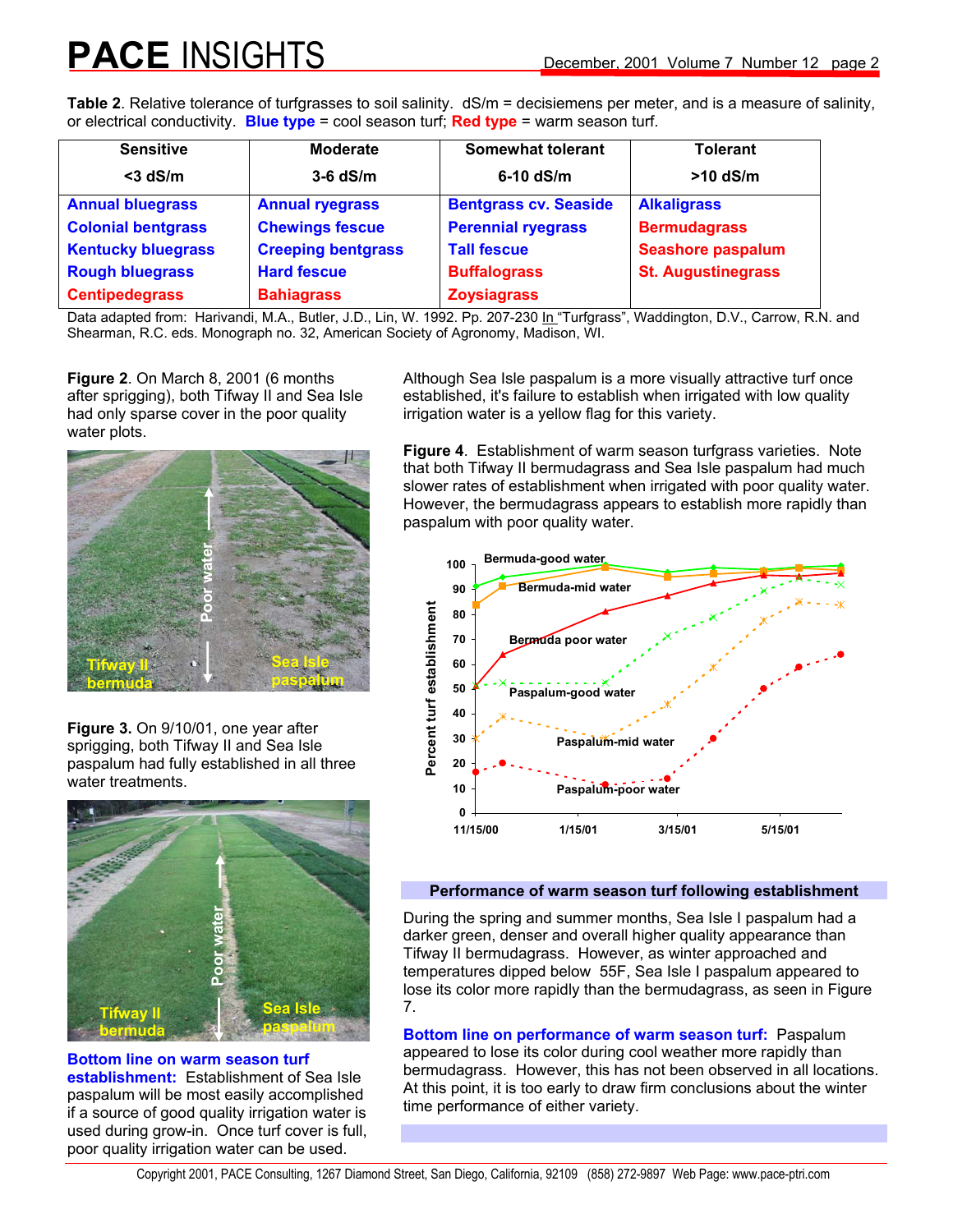**Table 2**. Relative tolerance of turfgrasses to soil salinity. dS/m = decisiemens per meter, and is a measure of salinity, or electrical conductivity. **Blue type** = cool season turf; **Red type** = warm season turf.

| Sensitive<br><3 dS/m | Moderate<br>3-6 dS/m | Somewhat tolerant<br>6-10 dS/m | Tolerant<br>>10 dS/m |
|---|---|---|---|
| Annual bluegrass | Annual ryegrass | Bentgrass cv. Seaside | Alkaligrass |
| Colonial bentgrass | Chewings fescue | Perennial ryegrass | Bermudagrass |
| Kentucky bluegrass | Creeping bentgrass | Tall fescue | Seashore paspalum |
| Rough bluegrass | Hard fescue | Buffalograss | St. Augustinegrass |
| Centipedegrass | Bahiagrass | Zoysiagrass | |

Data adapted from: Harivandi, M.A., Butler, J.D., Lin, W. 1992. Pp. 207-230 In "Turfgrass", Waddington, D.V., Carrow, R.N. and Shearman, R.C. eds. Monograph no. 32, American Society of Agronomy, Madison, WI.

**Figure 2**. On March 8, 2001 (6 months after sprigging), both Tifway II and Sea Isle had only sparse cover in the poor quality water plots.

**Figure 3.** On 9/10/01, one year after sprigging, both Tifway II and Sea Isle paspalum had fully established in all three water treatments.

**Bottom line on warm season turf establishment:** Establishment of Sea Isle paspalum will be most easily accomplished if a source of good quality irrigation water is used during grow-in. Once turf cover is full, poor quality irrigation water can be used.

Although Sea Isle paspalum is a more visually attractive turf once established, it's failure to establish when irrigated with low quality irrigation water is a yellow flag for this variety.

**Figure 4**. Establishment of warm season turfgrass varieties. Note that both Tifway II bermudagrass and Sea Isle paspalum had much slower rates of establishment when irrigated with poor quality water. However, the bermudagrass appears to establish more rapidly than paspalum with poor quality water.

## Performance of warm season turf following establishment

During the spring and summer months, Sea Isle I paspalum had a darker green, denser and overall higher quality appearance than Tifway II bermudagrass. However, as winter approached and temperatures dipped below 55F, Sea Isle I paspalum appeared to lose its color more rapidly than the bermudagrass, as seen in Figure 7.

**Bottom line on performance of warm season turf:** Paspalum appeared to lose its color during cool weather more rapidly than bermudagrass. However, this has not been observed in all locations. At this point, it is too early to draw firm conclusions about the winter time performance of either variety.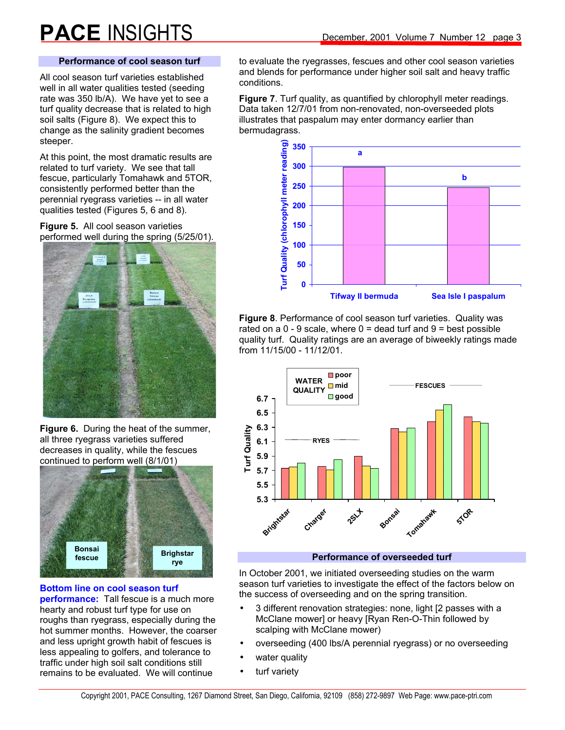### Performance of cool season turf

All cool season turf varieties established well in all water qualities tested (seeding rate was 350 lb/A). We have yet to see a turf quality decrease that is related to high soil salts (Figure 8). We expect this to change as the salinity gradient becomes steeper.

At this point, the most dramatic results are related to turf variety. We see that tall fescue, particularly Tomahawk and 5TOR, consistently performed better than the perennial ryegrass varieties -- in all water qualities tested (Figures 5, 6 and 8).

**Figure 5.** All cool season varieties performed well during the spring (5/25/01).

**Figure 6.** During the heat of the summer, all three ryegrass varieties suffered decreases in quality, while the fescues continued to perform well (8/1/01).

**Bottom line on cool season turf performance:** Tall fescue is a much more hearty and robust turf type for use on roughs than ryegrass, especially during the hot summer months. However, the coarser and less upright growth habit of fescues is less appealing to golfers, and tolerance to traffic under high soil salt conditions still remains to be evaluated. We will continue to evaluate the ryegrasses, fescues and other cool season varieties and blends for performance under higher soil salt and heavy traffic conditions.

**Figure 7**. Turf quality, as quantified by chlorophyll meter readings. Data taken 12/7/01 from non-renovated, non-overseeded plots illustrates that paspalum may enter dormancy earlier than bermudagrass.

**Figure 8**. Performance of cool season turf varieties. Quality was rated on a 0 - 9 scale, where 0 = dead turf and 9 = best possible quality turf. Quality ratings are an average of biweekly ratings made from 11/15/00 - 11/12/01.

### Performance of overseeded turf

In October 2001, we initiated overseeding studies on the warm season turf varieties to investigate the effect of the factors below on the success of overseeding and on the spring transition.

- 3 different renovation strategies: none, light [2 passes with a McClane mower] or heavy [Ryan Ren-O-Thin followed by scalping with McClane mower)
- overseeding (400 lbs/A perennial ryegrass) or no overseeding
- water quality
- turf variety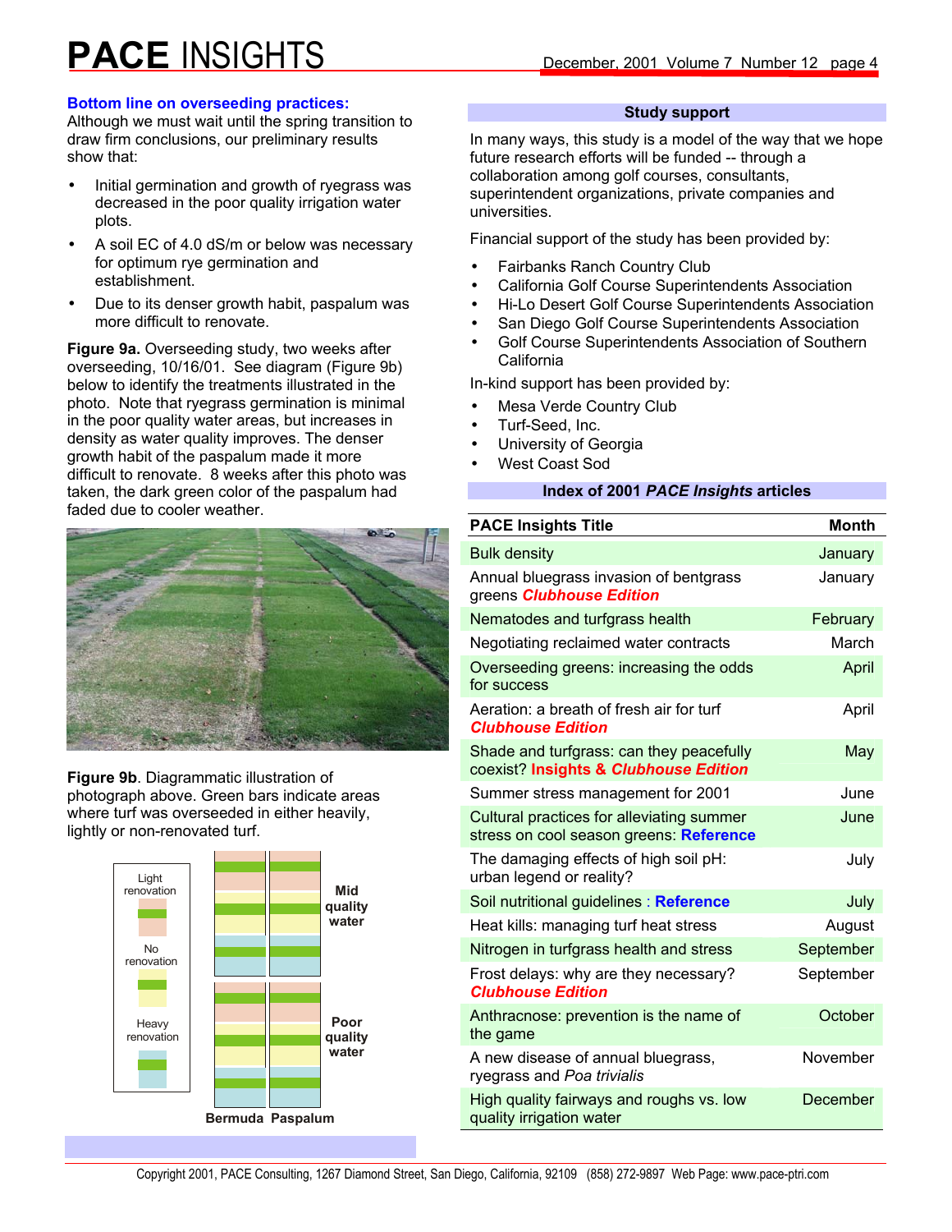**Bottom line on overseeding practices:**
Although we must wait until the spring transition to draw firm conclusions, our preliminary results show that:

- Initial germination and growth of ryegrass was decreased in the poor quality irrigation water plots.
- A soil EC of 4.0 dS/m or below was necessary for optimum rye germination and establishment.
- Due to its denser growth habit, paspalum was more difficult to renovate.

**Figure 9a.** Overseeding study, two weeks after overseeding, 10/16/01. See diagram (Figure 9b) below to identify the treatments illustrated in the photo. Note that ryegrass germination is minimal in the poor quality water areas, but increases in density as water quality improves. The denser growth habit of the paspalum made it more difficult to renovate. 8 weeks after this photo was taken, the dark green color of the paspalum had faded due to cooler weather.

**Figure 9b**. Diagrammatic illustration of photograph above. Green bars indicate areas where turf was overseeded in either heavily, lightly or non-renovated turf.

Light renovation
No renovation
Heavy renovation
Mid quality water
Poor quality water
Bermuda Paspalum

### Study support

In many ways, this study is a model of the way that we hope future research efforts will be funded -- through a collaboration among golf courses, consultants, superintendent organizations, private companies and universities.

Financial support of the study has been provided by:

- Fairbanks Ranch Country Club
- California Golf Course Superintendents Association
- Hi-Lo Desert Golf Course Superintendents Association
- San Diego Golf Course Superintendents Association
- Golf Course Superintendents Association of Southern California

In-kind support has been provided by:

- Mesa Verde Country Club
- Turf-Seed, Inc.
- University of Georgia
- West Coast Sod

### Index of 2001 *PACE Insights* articles

| PACE Insights Title | Month |
|---|---|
| Bulk density | January |
| Annual bluegrass invasion of bentgrass greens ***Clubhouse Edition*** | January |
| Nematodes and turfgrass health | February |
| Negotiating reclaimed water contracts | March |
| Overseeding greens: increasing the odds for success | April |
| Aeration: a breath of fresh air for turf ***Clubhouse Edition*** | April |
| Shade and turfgrass: can they peacefully coexist? **Insights & *Clubhouse Edition*** | May |
| Summer stress management for 2001 | June |
| Cultural practices for alleviating summer stress on cool season greens: **Reference** | June |
| The damaging effects of high soil pH: urban legend or reality? | July |
| Soil nutritional guidelines : **Reference** | July |
| Heat kills: managing turf heat stress | August |
| Nitrogen in turfgrass health and stress | September |
| Frost delays: why are they necessary? ***Clubhouse Edition*** | September |
| Anthracnose: prevention is the name of the game | October |
| A new disease of annual bluegrass, ryegrass and *Poa trivialis* | November |
| High quality fairways and roughs vs. low quality irrigation water | December |

Copyright 2001, PACE Consulting, 1267 Diamond Street, San Diego, California, 92109 (858) 272-9897 Web Page: www.pace-ptri.com